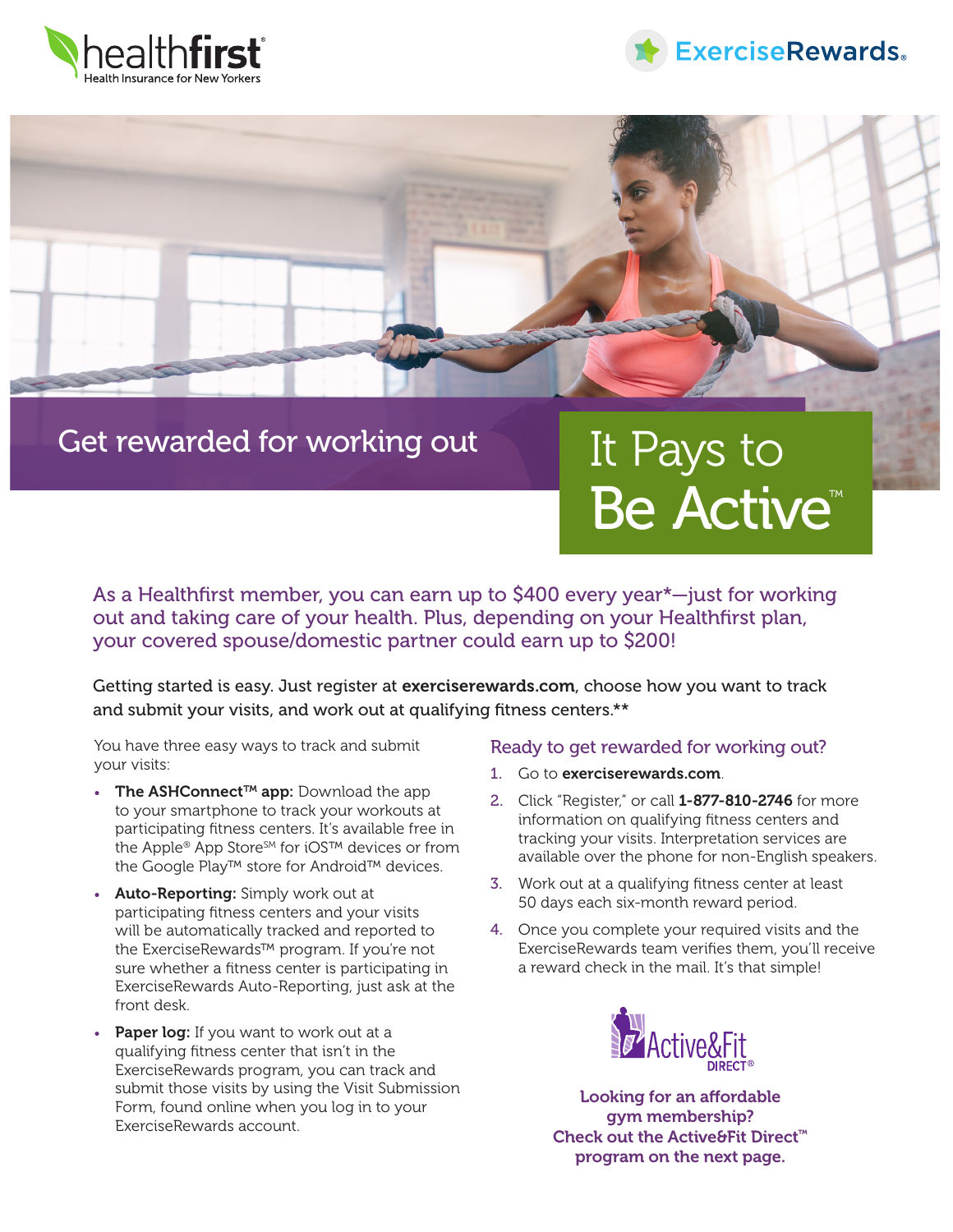healthfirst®
Health Insurance for New Yorkers

ExerciseRewards®

## Get rewarded for working out

# It Pays to Be Active™

As a Healthfirst member, you can earn up to $400 every year*—just for working out and taking care of your health. Plus, depending on your Healthfirst plan, your covered spouse/domestic partner could earn up to $200!

Getting started is easy. Just register at **exerciserewards.com**, choose how you want to track and submit your visits, and work out at qualifying fitness centers.**

You have three easy ways to track and submit your visits:

- **The ASHConnect™ app:** Download the app to your smartphone to track your workouts at participating fitness centers. It's available free in the Apple® App Store℠ for iOS™ devices or from the Google Play™ store for Android™ devices.
- **Auto-Reporting:** Simply work out at participating fitness centers and your visits will be automatically tracked and reported to the ExerciseRewards™ program. If you're not sure whether a fitness center is participating in ExerciseRewards Auto-Reporting, just ask at the front desk.
- **Paper log:** If you want to work out at a qualifying fitness center that isn't in the ExerciseRewards program, you can track and submit those visits by using the Visit Submission Form, found online when you log in to your ExerciseRewards account.

### Ready to get rewarded for working out?

1. Go to **exerciserewards.com**.
2. Click "Register," or call **1-877-810-2746** for more information on qualifying fitness centers and tracking your visits. Interpretation services are available over the phone for non-English speakers.
3. Work out at a qualifying fitness center at least 50 days each six-month reward period.
4. Once you complete your required visits and the ExerciseRewards team verifies them, you'll receive a reward check in the mail. It's that simple!

Active&Fit DIRECT®

**Looking for an affordable gym membership? Check out the Active&Fit Direct™ program on the next page.**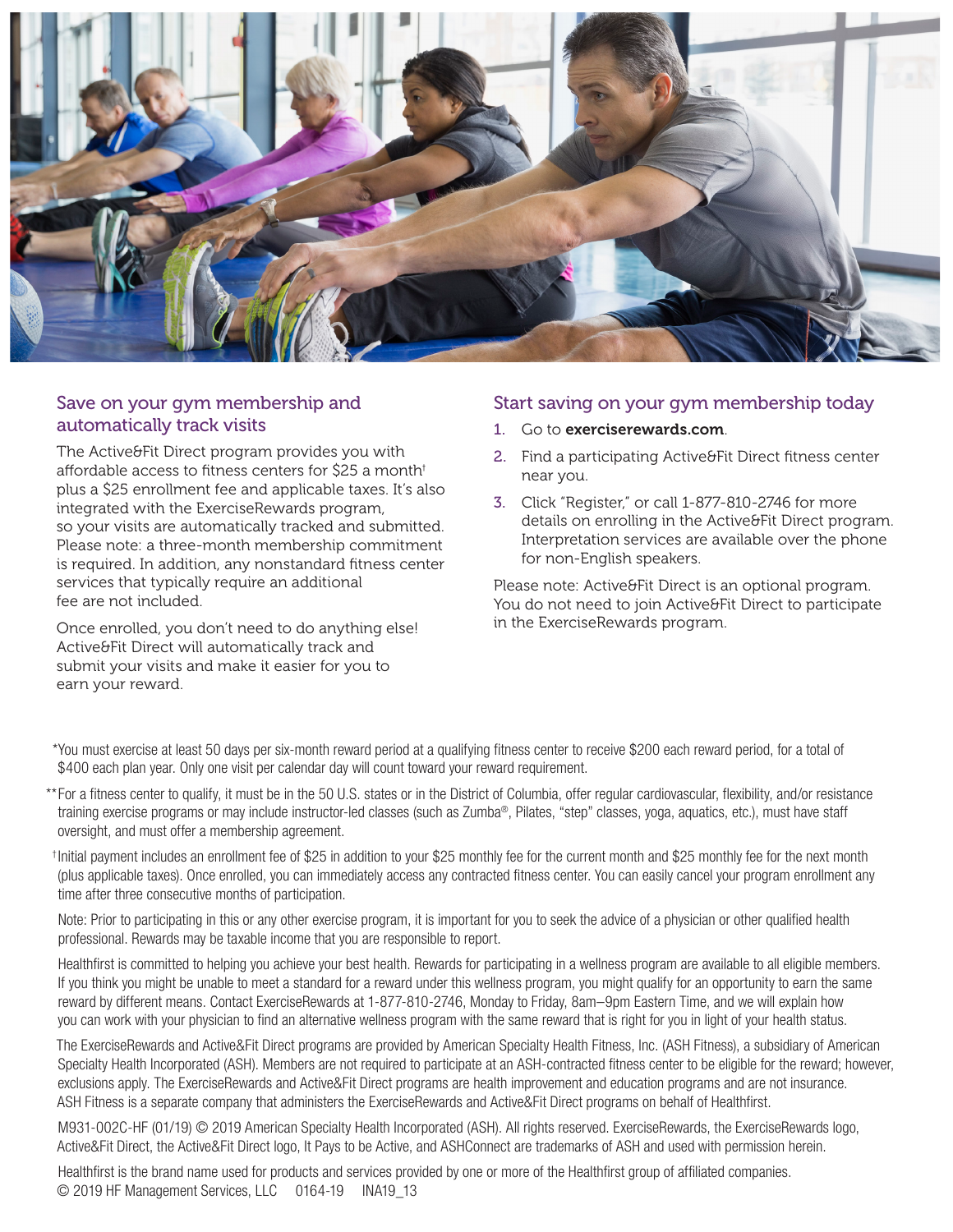## Save on your gym membership and automatically track visits

The Active&Fit Direct program provides you with affordable access to fitness centers for $25 a month† plus a $25 enrollment fee and applicable taxes. It's also integrated with the ExerciseRewards program, so your visits are automatically tracked and submitted. Please note: a three-month membership commitment is required. In addition, any nonstandard fitness center services that typically require an additional fee are not included.

Once enrolled, you don't need to do anything else! Active&Fit Direct will automatically track and submit your visits and make it easier for you to earn your reward.

## Start saving on your gym membership today

1. Go to **exerciserewards.com**.
2. Find a participating Active&Fit Direct fitness center near you.
3. Click "Register," or call 1-877-810-2746 for more details on enrolling in the Active&Fit Direct program. Interpretation services are available over the phone for non-English speakers.

Please note: Active&Fit Direct is an optional program. You do not need to join Active&Fit Direct to participate in the ExerciseRewards program.

*You must exercise at least 50 days per six-month reward period at a qualifying fitness center to receive $200 each reward period, for a total of $400 each plan year. Only one visit per calendar day will count toward your reward requirement.

**For a fitness center to qualify, it must be in the 50 U.S. states or in the District of Columbia, offer regular cardiovascular, flexibility, and/or resistance training exercise programs or may include instructor-led classes (such as Zumba®, Pilates, "step" classes, yoga, aquatics, etc.), must have staff oversight, and must offer a membership agreement.

†Initial payment includes an enrollment fee of $25 in addition to your $25 monthly fee for the current month and $25 monthly fee for the next month (plus applicable taxes). Once enrolled, you can immediately access any contracted fitness center. You can easily cancel your program enrollment any time after three consecutive months of participation.

Note: Prior to participating in this or any other exercise program, it is important for you to seek the advice of a physician or other qualified health professional. Rewards may be taxable income that you are responsible to report.

Healthfirst is committed to helping you achieve your best health. Rewards for participating in a wellness program are available to all eligible members. If you think you might be unable to meet a standard for a reward under this wellness program, you might qualify for an opportunity to earn the same reward by different means. Contact ExerciseRewards at 1-877-810-2746, Monday to Friday, 8am–9pm Eastern Time, and we will explain how you can work with your physician to find an alternative wellness program with the same reward that is right for you in light of your health status.

The ExerciseRewards and Active&Fit Direct programs are provided by American Specialty Health Fitness, Inc. (ASH Fitness), a subsidiary of American Specialty Health Incorporated (ASH). Members are not required to participate at an ASH-contracted fitness center to be eligible for the reward; however, exclusions apply. The ExerciseRewards and Active&Fit Direct programs are health improvement and education programs and are not insurance. ASH Fitness is a separate company that administers the ExerciseRewards and Active&Fit Direct programs on behalf of Healthfirst.

M931-002C-HF (01/19) © 2019 American Specialty Health Incorporated (ASH). All rights reserved. ExerciseRewards, the ExerciseRewards logo, Active&Fit Direct, the Active&Fit Direct logo, It Pays to be Active, and ASHConnect are trademarks of ASH and used with permission herein.

Healthfirst is the brand name used for products and services provided by one or more of the Healthfirst group of affiliated companies.
© 2019 HF Management Services, LLC 0164-19 INA19_13